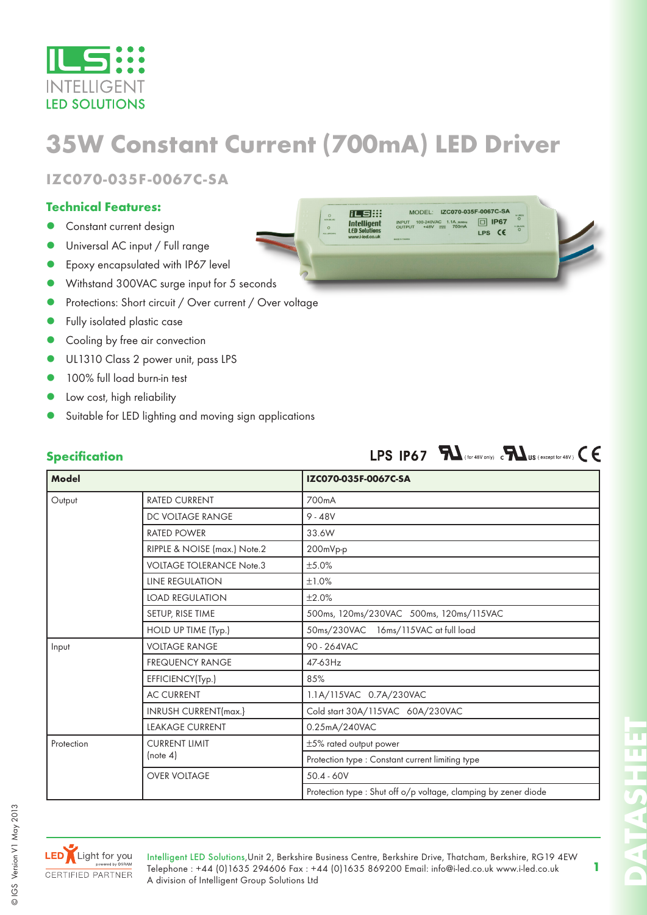# 35W Constant Current (700mA) LED Driver

## IZC070-035F-0067C-SA

### Technical Features:

- Constant current design
- Universal AC input / Full range
- Epoxy encapsulated with IP67 level
- Withstand 300VAC surge input for 5 seconds
- Protections: Short circuit / Over current / Over voltage
- Fully isolated plastic case
- Cooling by free air convection
- UL1310 Class 2 power unit, pass LPS
- 100% full load burn-in test
- Low cost, high reliability
- Suitable for LED lighting and moving sign applications

### Specification

LPS IP67 (for 48V only) US (except for 48V) CE

| Model | | IZC070-035F-0067C-SA |
|---|---|---|
| Output | RATED CURRENT | 700mA |
| | DC VOLTAGE RANGE | 9 - 48V |
| | RATED POWER | 33.6W |
| | RIPPLE & NOISE (max.) Note.2 | 200mVp-p |
| | VOLTAGE TOLERANCE Note.3 | ±5.0% |
| | LINE REGULATION | ±1.0% |
| | LOAD REGULATION | ±2.0% |
| | SETUP, RISE TIME | 500ms, 120ms/230VAC 500ms, 120ms/115VAC |
| | HOLD UP TIME (Typ.) | 50ms/230VAC 16ms/115VAC at full load |
| Input | VOLTAGE RANGE | 90 - 264VAC |
| | FREQUENCY RANGE | 47-63Hz |
| | EFFICIENCY(Typ.) | 85% |
| | AC CURRENT | 1.1A/115VAC 0.7A/230VAC |
| | INRUSH CURRENT(max.) | Cold start 30A/115VAC 60A/230VAC |
| | LEAKAGE CURRENT | 0.25mA/240VAC |
| Protection | CURRENT LIMIT (note 4) | ±5% rated output power |
| | | Protection type : Constant current limiting type |
| | OVER VOLTAGE | 50.4 - 60V |
| | | Protection type : Shut off o/p voltage, clamping by zener diode |

Intelligent LED Solutions, Unit 2, Berkshire Business Centre, Berkshire Drive, Thatcham, Berkshire, RG19 4EW
Telephone : +44 (0)1635 294606 Fax : +44 (0)1635 869200 Email: info@i-led.co.uk www.i-led.co.uk
A division of Intelligent Group Solutions Ltd

© IGS Version V1 May 2013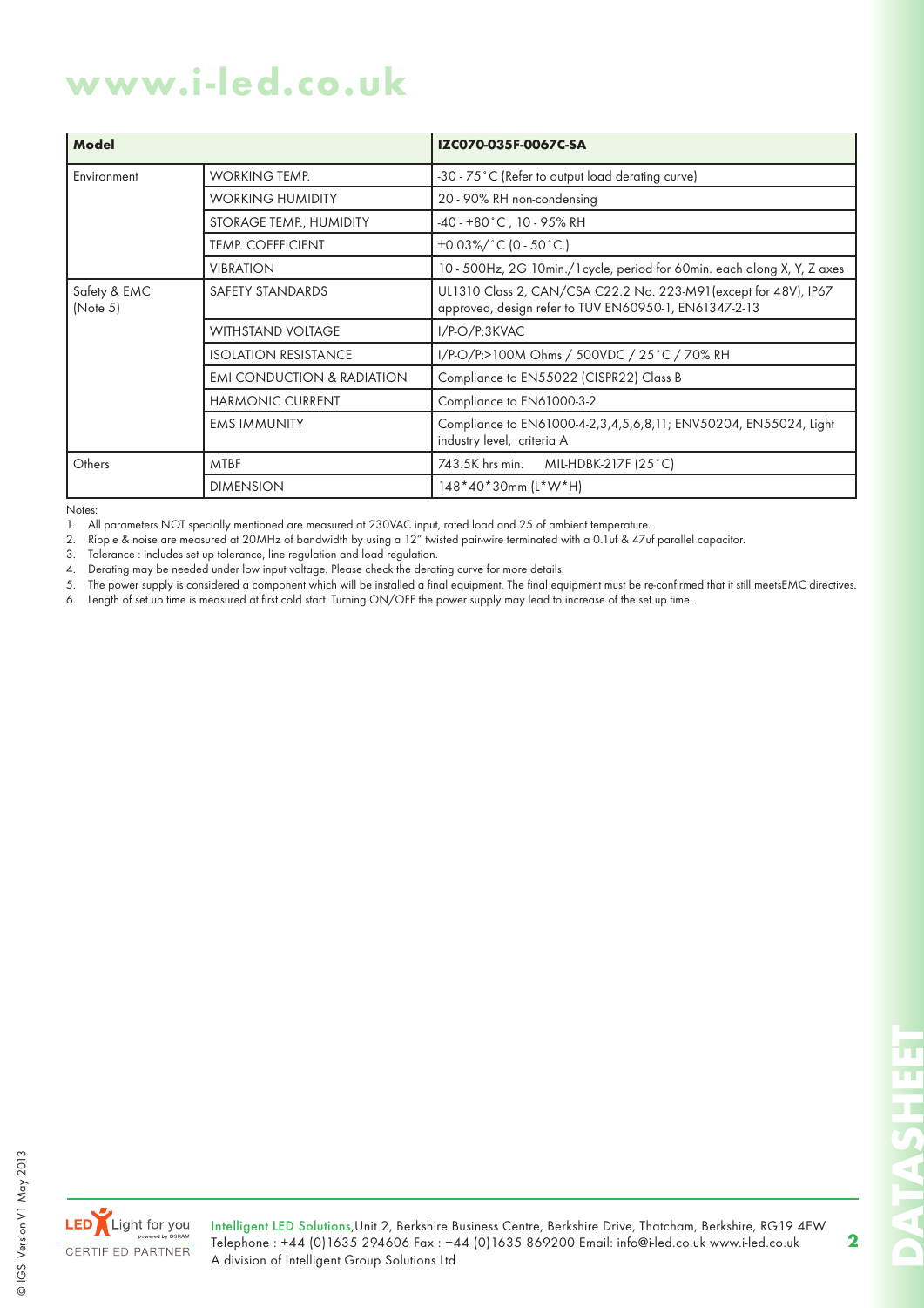| Model | | IZC070-035F-0067C-SA |
|---|---|---|
| Environment | WORKING TEMP. | -30 - 75˚C (Refer to output load derating curve) |
| | WORKING HUMIDITY | 20 - 90% RH non-condensing |
| | STORAGE TEMP., HUMIDITY | -40 - +80˚C , 10 - 95% RH |
| | TEMP. COEFFICIENT | ±0.03%/˚C (0 - 50˚C) |
| | VIBRATION | 10 - 500Hz, 2G 10min./1cycle, period for 60min. each along X, Y, Z axes |
| Safety & EMC (Note 5) | SAFETY STANDARDS | UL1310 Class 2, CAN/CSA C22.2 No. 223-M91(except for 48V), IP67 approved, design refer to TUV EN60950-1, EN61347-2-13 |
| | WITHSTAND VOLTAGE | I/P-O/P:3KVAC |
| | ISOLATION RESISTANCE | I/P-O/P:>100M Ohms / 500VDC / 25˚C / 70% RH |
| | EMI CONDUCTION & RADIATION | Compliance to EN55022 (CISPR22) Class B |
| | HARMONIC CURRENT | Compliance to EN61000-3-2 |
| | EMS IMMUNITY | Compliance to EN61000-4-2,3,4,5,6,8,11; ENV50204, EN55024, Light industry level, criteria A |
| Others | MTBF | 743.5K hrs min. MIL-HDBK-217F (25˚C) |
| | DIMENSION | 148*40*30mm (L*W*H) |

Notes:

1. All parameters NOT specially mentioned are measured at 230VAC input, rated load and 25 of ambient temperature.
2. Ripple & noise are measured at 20MHz of bandwidth by using a 12" twisted pair-wire terminated with a 0.1uf & 47uf parallel capacitor.
3. Tolerance : includes set up tolerance, line regulation and load regulation.
4. Derating may be needed under low input voltage. Please check the derating curve for more details.
5. The power supply is considered a component which will be installed a final equipment. The final equipment must be re-confirmed that it still meetsEMC directives.
6. Length of set up time is measured at first cold start. Turning ON/OFF the power supply may lead to increase of the set up time.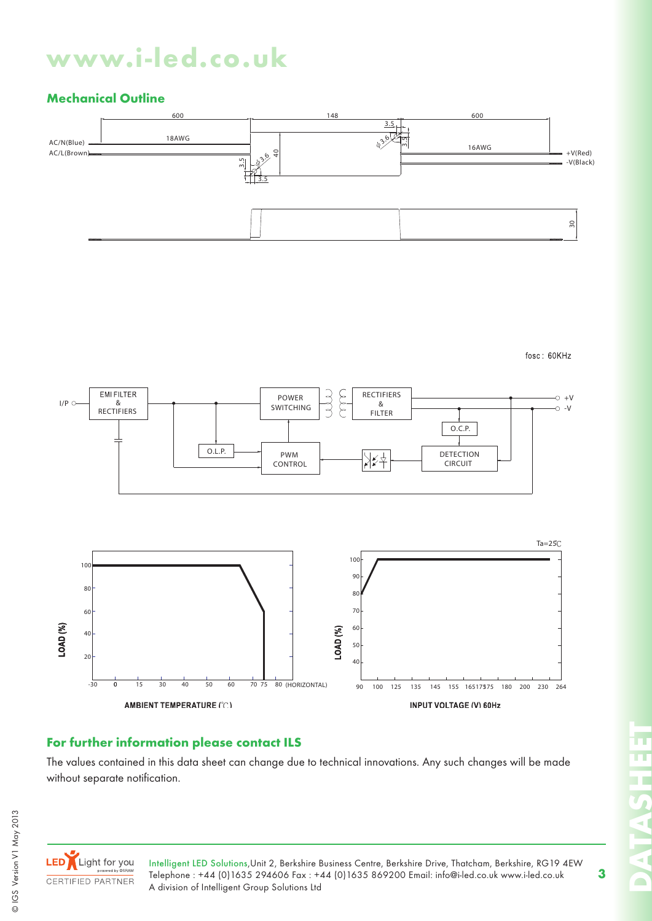# www.i-led.co.uk

## Mechanical Outline

600
148
600
AC/N(Blue)
AC/L(Brown)
18AWG
3.5
φ3.6
40
3.5
3.5
φ3.6
3.5
16AWG
+V(Red)
-V(Black)
30

fosc : 60KHz

I/P
EMI FILTER & RECTIFIERS
POWER SWITCHING
RECTIFIERS & FILTER
+V
-V
O.C.P.
O.L.P.
PWM CONTROL
DETECTION CIRCUIT

LOAD (%)
100
80
60
40
20
-30 0 15 30 40 50 60 70 75 80 (HORIZONTAL)
AMBIENT TEMPERATURE (℃)

Ta=25℃
LOAD (%)
100
90
80
70
60
50
40
90 100 125 135 145 155 165175175 180 200 230 264
INPUT VOLTAGE (V) 60Hz

## For further information please contact ILS

The values contained in this data sheet can change due to technical innovations. Any such changes will be made without separate notification.

© IGS Version V1 May 2013

LED Light for you powered by OSRAM
CERTIFIED PARTNER

Intelligent LED Solutions,Unit 2, Berkshire Business Centre, Berkshire Drive, Thatcham, Berkshire, RG19 4EW
Telephone : +44 (0)1635 294606 Fax : +44 (0)1635 869200 Email: info@i-led.co.uk www.i-led.co.uk
A division of Intelligent Group Solutions Ltd

DATASHEET